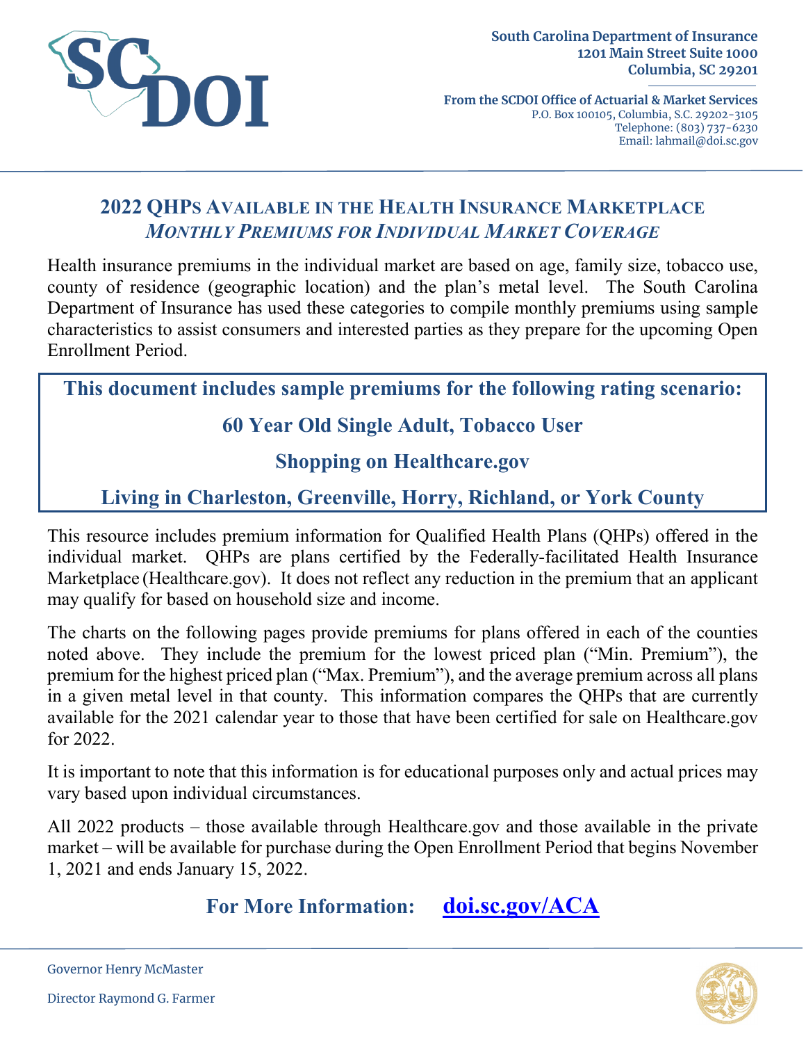South Carolina Department of Insurance
1201 Main Street Suite 1000
Columbia, SC 29201

**From the SCDOI Office of Actuarial & Market Services**
P.O. Box 100105, Columbia, S.C. 29202-3105
Telephone: (803) 737-6230
Email: lahmail@doi.sc.gov

# 2022 QHPs Available in the Health Insurance Marketplace

## *Monthly Premiums for Individual Market Coverage*

Health insurance premiums in the individual market are based on age, family size, tobacco use, county of residence (geographic location) and the plan's metal level. The South Carolina Department of Insurance has used these categories to compile monthly premiums using sample characteristics to assist consumers and interested parties as they prepare for the upcoming Open Enrollment Period.

**This document includes sample premiums for the following rating scenario:**

**60 Year Old Single Adult, Tobacco User**

**Shopping on Healthcare.gov**

**Living in Charleston, Greenville, Horry, Richland, or York County**

This resource includes premium information for Qualified Health Plans (QHPs) offered in the individual market. QHPs are plans certified by the Federally-facilitated Health Insurance Marketplace (Healthcare.gov). It does not reflect any reduction in the premium that an applicant may qualify for based on household size and income.

The charts on the following pages provide premiums for plans offered in each of the counties noted above. They include the premium for the lowest priced plan ("Min. Premium"), the premium for the highest priced plan ("Max. Premium"), and the average premium across all plans in a given metal level in that county. This information compares the QHPs that are currently available for the 2021 calendar year to those that have been certified for sale on Healthcare.gov for 2022.

It is important to note that this information is for educational purposes only and actual prices may vary based upon individual circumstances.

All 2022 products – those available through Healthcare.gov and those available in the private market – will be available for purchase during the Open Enrollment Period that begins November 1, 2021 and ends January 15, 2022.

**For More Information: [doi.sc.gov/ACA](doi.sc.gov/ACA)**

Governor Henry McMaster

Director Raymond G. Farmer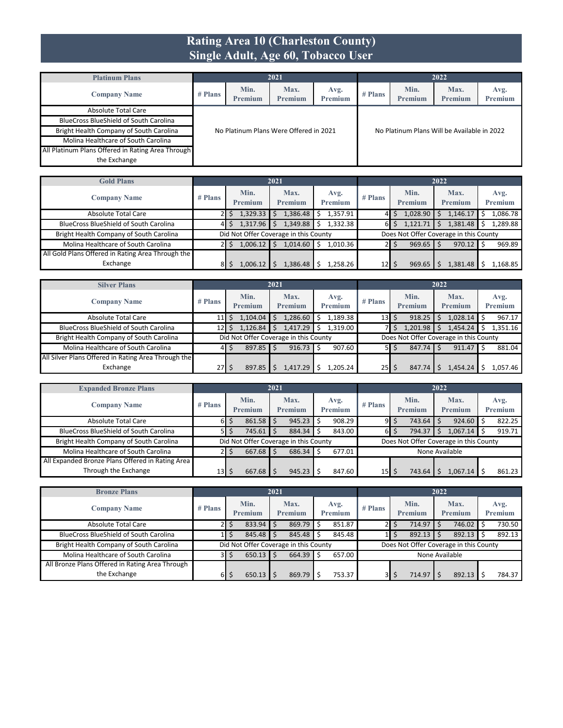# Rating Area 10 (Charleston County)
## Single Adult, Age 60, Tobacco User

| Platinum Plans | 2021 | | | | 2022 | | | |
|---|---|---|---|---|---|---|---|---|
| Company Name | # Plans | Min. Premium | Max. Premium | Avg. Premium | # Plans | Min. Premium | Max. Premium | Avg. Premium |
| Absolute Total Care | No Platinum Plans Were Offered in 2021 | | | | No Platinum Plans Will be Available in 2022 | | | |
| BlueCross BlueShield of South Carolina | | | | | | | | |
| Bright Health Company of South Carolina | | | | | | | | |
| Molina Healthcare of South Carolina | | | | | | | | |
| All Platinum Plans Offered in Rating Area Through the Exchange | | | | | | | | |

| Gold Plans | 2021 | | | | 2022 | | | |
|---|---|---|---|---|---|---|---|---|
| Company Name | # Plans | Min. Premium | Max. Premium | Avg. Premium | # Plans | Min. Premium | Max. Premium | Avg. Premium |
| Absolute Total Care | 2 | $ 1,329.33 | $ 1,386.48 | $ 1,357.91 | 4 | $ 1,028.90 | $ 1,146.17 | $ 1,086.78 |
| BlueCross BlueShield of South Carolina | 4 | $ 1,317.96 | $ 1,349.88 | $ 1,332.38 | 6 | $ 1,121.71 | $ 1,381.48 | $ 1,289.88 |
| Bright Health Company of South Carolina | Did Not Offer Coverage in this County | | | | Does Not Offer Coverage in this County | | | |
| Molina Healthcare of South Carolina | 2 | $ 1,006.12 | $ 1,014.60 | $ 1,010.36 | 2 | $ 969.65 | $ 970.12 | $ 969.89 |
| All Gold Plans Offered in Rating Area Through the Exchange | 8 | $ 1,006.12 | $ 1,386.48 | $ 1,258.26 | 12 | $ 969.65 | $ 1,381.48 | $ 1,168.85 |

| Silver Plans | 2021 | | | | 2022 | | | |
|---|---|---|---|---|---|---|---|---|
| Company Name | # Plans | Min. Premium | Max. Premium | Avg. Premium | # Plans | Min. Premium | Max. Premium | Avg. Premium |
| Absolute Total Care | 11 | $ 1,104.04 | $ 1,286.60 | $ 1,189.38 | 13 | $ 918.25 | $ 1,028.14 | $ 967.17 |
| BlueCross BlueShield of South Carolina | 12 | $ 1,126.84 | $ 1,417.29 | $ 1,319.00 | 7 | $ 1,201.98 | $ 1,454.24 | $ 1,351.16 |
| Bright Health Company of South Carolina | Did Not Offer Coverage in this County | | | | Does Not Offer Coverage in this County | | | |
| Molina Healthcare of South Carolina | 4 | $ 897.85 | $ 916.73 | $ 907.60 | 5 | $ 847.74 | $ 911.47 | $ 881.04 |
| All Silver Plans Offered in Rating Area Through the Exchange | 27 | $ 897.85 | $ 1,417.29 | $ 1,205.24 | 25 | $ 847.74 | $ 1,454.24 | $ 1,057.46 |

| Expanded Bronze Plans | 2021 | | | | 2022 | | | |
|---|---|---|---|---|---|---|---|---|
| Company Name | # Plans | Min. Premium | Max. Premium | Avg. Premium | # Plans | Min. Premium | Max. Premium | Avg. Premium |
| Absolute Total Care | 6 | $ 861.58 | $ 945.23 | $ 908.29 | 9 | $ 743.64 | $ 924.60 | $ 822.25 |
| BlueCross BlueShield of South Carolina | 5 | $ 745.61 | $ 884.34 | $ 843.00 | 6 | $ 794.37 | $ 1,067.14 | $ 919.71 |
| Bright Health Company of South Carolina | Did Not Offer Coverage in this County | | | | Does Not Offer Coverage in this County | | | |
| Molina Healthcare of South Carolina | 2 | $ 667.68 | $ 686.34 | $ 677.01 | None Available | | | |
| All Expanded Bronze Plans Offered in Rating Area Through the Exchange | 13 | $ 667.68 | $ 945.23 | $ 847.60 | 15 | $ 743.64 | $ 1,067.14 | $ 861.23 |

| Bronze Plans | 2021 | | | | 2022 | | | |
|---|---|---|---|---|---|---|---|---|
| Company Name | # Plans | Min. Premium | Max. Premium | Avg. Premium | # Plans | Min. Premium | Max. Premium | Avg. Premium |
| Absolute Total Care | 2 | $ 833.94 | $ 869.79 | $ 851.87 | 2 | $ 714.97 | $ 746.02 | $ 730.50 |
| BlueCross BlueShield of South Carolina | 1 | $ 845.48 | $ 845.48 | $ 845.48 | 1 | $ 892.13 | $ 892.13 | $ 892.13 |
| Bright Health Company of South Carolina | Did Not Offer Coverage in this County | | | | Does Not Offer Coverage in this County | | | |
| Molina Healthcare of South Carolina | 3 | $ 650.13 | $ 664.39 | $ 657.00 | None Available | | | |
| All Bronze Plans Offered in Rating Area Through the Exchange | 6 | $ 650.13 | $ 869.79 | $ 753.37 | 3 | $ 714.97 | $ 892.13 | $ 784.37 |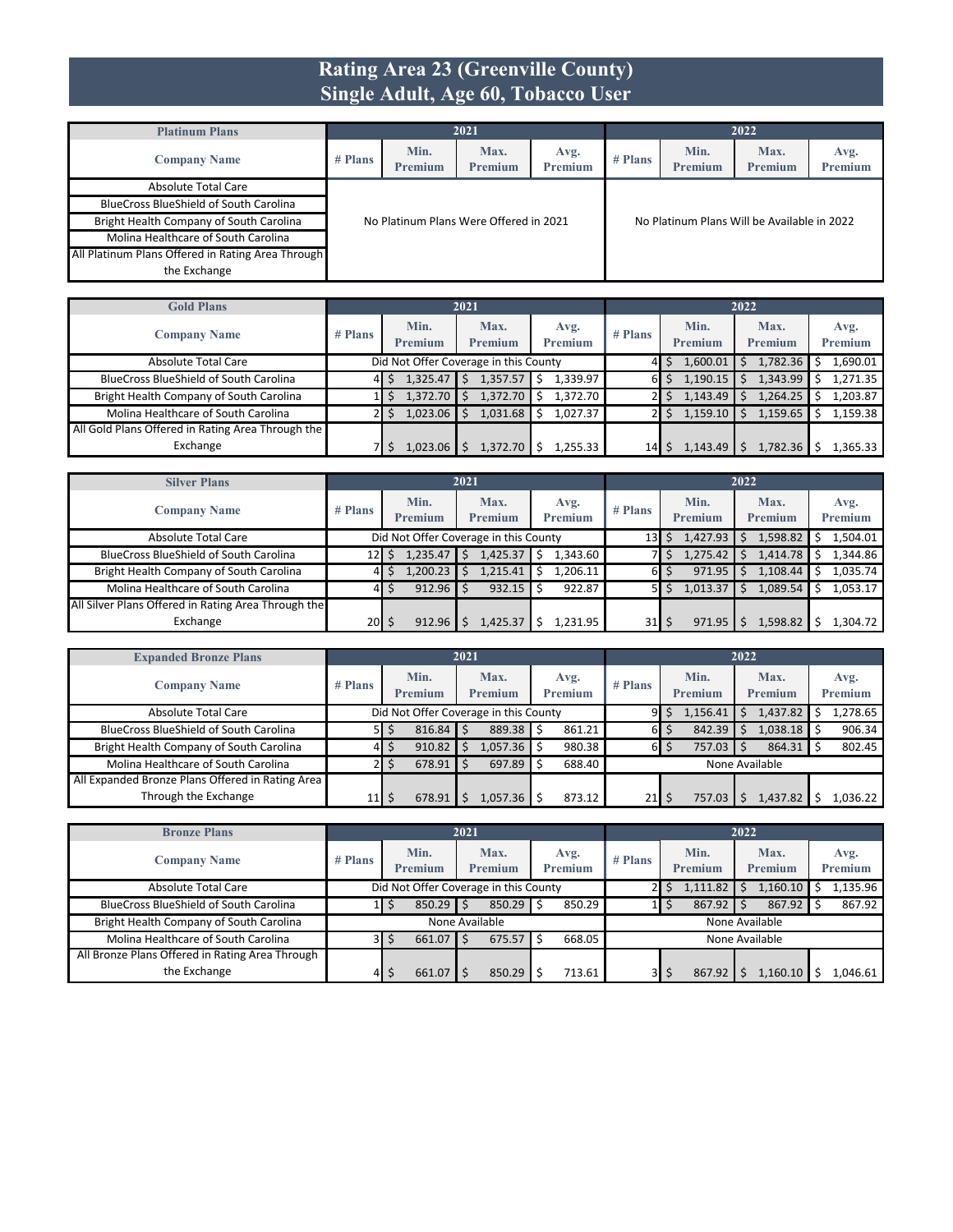# Rating Area 23 (Greenville County)
## Single Adult, Age 60, Tobacco User

| Platinum Plans | 2021 | | | | 2022 | | | |
|---|---|---|---|---|---|---|---|---|
| Company Name | # Plans | Min. Premium | Max. Premium | Avg. Premium | # Plans | Min. Premium | Max. Premium | Avg. Premium |
| Absolute Total Care | No Platinum Plans Were Offered in 2021 | | | | No Platinum Plans Will be Available in 2022 | | | |
| BlueCross BlueShield of South Carolina | | | | | | | | |
| Bright Health Company of South Carolina | | | | | | | | |
| Molina Healthcare of South Carolina | | | | | | | | |
| All Platinum Plans Offered in Rating Area Through the Exchange | | | | | | | | |

| Gold Plans | 2021 | | | | 2022 | | | |
|---|---|---|---|---|---|---|---|---|
| Company Name | # Plans | Min. Premium | Max. Premium | Avg. Premium | # Plans | Min. Premium | Max. Premium | Avg. Premium |
| Absolute Total Care | Did Not Offer Coverage in this County | | | | 4 | $ 1,600.01 | $ 1,782.36 | $ 1,690.01 |
| BlueCross BlueShield of South Carolina | 4 | $ 1,325.47 | $ 1,357.57 | $ 1,339.97 | 6 | $ 1,190.15 | $ 1,343.99 | $ 1,271.35 |
| Bright Health Company of South Carolina | 1 | $ 1,372.70 | $ 1,372.70 | $ 1,372.70 | 2 | $ 1,143.49 | $ 1,264.25 | $ 1,203.87 |
| Molina Healthcare of South Carolina | 2 | $ 1,023.06 | $ 1,031.68 | $ 1,027.37 | 2 | $ 1,159.10 | $ 1,159.65 | $ 1,159.38 |
| All Gold Plans Offered in Rating Area Through the Exchange | 7 | $ 1,023.06 | $ 1,372.70 | $ 1,255.33 | 14 | $ 1,143.49 | $ 1,782.36 | $ 1,365.33 |

| Silver Plans | 2021 | | | | 2022 | | | |
|---|---|---|---|---|---|---|---|---|
| Company Name | # Plans | Min. Premium | Max. Premium | Avg. Premium | # Plans | Min. Premium | Max. Premium | Avg. Premium |
| Absolute Total Care | Did Not Offer Coverage in this County | | | | 13 | $ 1,427.93 | $ 1,598.82 | $ 1,504.01 |
| BlueCross BlueShield of South Carolina | 12 | $ 1,235.47 | $ 1,425.37 | $ 1,343.60 | 7 | $ 1,275.42 | $ 1,414.78 | $ 1,344.86 |
| Bright Health Company of South Carolina | 4 | $ 1,200.23 | $ 1,215.41 | $ 1,206.11 | 6 | $ 971.95 | $ 1,108.44 | $ 1,035.74 |
| Molina Healthcare of South Carolina | 4 | $ 912.96 | $ 932.15 | $ 922.87 | 5 | $ 1,013.37 | $ 1,089.54 | $ 1,053.17 |
| All Silver Plans Offered in Rating Area Through the Exchange | 20 | $ 912.96 | $ 1,425.37 | $ 1,231.95 | 31 | $ 971.95 | $ 1,598.82 | $ 1,304.72 |

| Expanded Bronze Plans | 2021 | | | | 2022 | | | |
|---|---|---|---|---|---|---|---|---|
| Company Name | # Plans | Min. Premium | Max. Premium | Avg. Premium | # Plans | Min. Premium | Max. Premium | Avg. Premium |
| Absolute Total Care | Did Not Offer Coverage in this County | | | | 9 | $ 1,156.41 | $ 1,437.82 | $ 1,278.65 |
| BlueCross BlueShield of South Carolina | 5 | $ 816.84 | $ 889.38 | $ 861.21 | 6 | $ 842.39 | $ 1,038.18 | $ 906.34 |
| Bright Health Company of South Carolina | 4 | $ 910.82 | $ 1,057.36 | $ 980.38 | 6 | $ 757.03 | $ 864.31 | $ 802.45 |
| Molina Healthcare of South Carolina | 2 | $ 678.91 | $ 697.89 | $ 688.40 | None Available | | | |
| All Expanded Bronze Plans Offered in Rating Area Through the Exchange | 11 | $ 678.91 | $ 1,057.36 | $ 873.12 | 21 | $ 757.03 | $ 1,437.82 | $ 1,036.22 |

| Bronze Plans | 2021 | | | | 2022 | | | |
|---|---|---|---|---|---|---|---|---|
| Company Name | # Plans | Min. Premium | Max. Premium | Avg. Premium | # Plans | Min. Premium | Max. Premium | Avg. Premium |
| Absolute Total Care | Did Not Offer Coverage in this County | | | | 2 | $ 1,111.82 | $ 1,160.10 | $ 1,135.96 |
| BlueCross BlueShield of South Carolina | 1 | $ 850.29 | $ 850.29 | $ 850.29 | 1 | $ 867.92 | $ 867.92 | $ 867.92 |
| Bright Health Company of South Carolina | None Available | | | | None Available | | | |
| Molina Healthcare of South Carolina | 3 | $ 661.07 | $ 675.57 | $ 668.05 | None Available | | | |
| All Bronze Plans Offered in Rating Area Through the Exchange | 4 | $ 661.07 | $ 850.29 | $ 713.61 | 3 | $ 867.92 | $ 1,160.10 | $ 1,046.61 |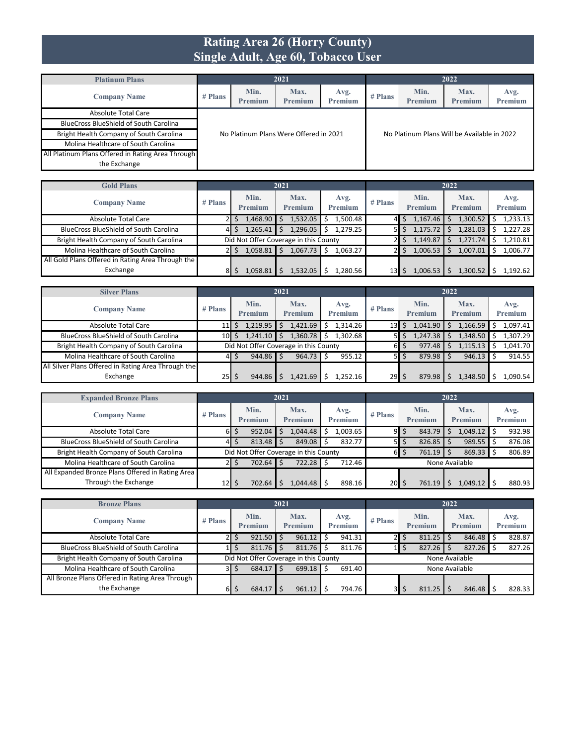# Rating Area 26 (Horry County)
## Single Adult, Age 60, Tobacco User

| Platinum Plans | 2021 | | | | 2022 | | | |
|---|---|---|---|---|---|---|---|---|
| Company Name | # Plans | Min. Premium | Max. Premium | Avg. Premium | # Plans | Min. Premium | Max. Premium | Avg. Premium |
| Absolute Total Care | No Platinum Plans Were Offered in 2021 | | | | No Platinum Plans Will be Available in 2022 | | | |
| BlueCross BlueShield of South Carolina | | | | | | | | |
| Bright Health Company of South Carolina | | | | | | | | |
| Molina Healthcare of South Carolina | | | | | | | | |
| All Platinum Plans Offered in Rating Area Through the Exchange | | | | | | | | |

| Gold Plans | 2021 | | | | 2022 | | | |
|---|---|---|---|---|---|---|---|---|
| Company Name | # Plans | Min. Premium | Max. Premium | Avg. Premium | # Plans | Min. Premium | Max. Premium | Avg. Premium |
| Absolute Total Care | 2 | $ 1,468.90 | $ 1,532.05 | $ 1,500.48 | 4 | $ 1,167.46 | $ 1,300.52 | $ 1,233.13 |
| BlueCross BlueShield of South Carolina | 4 | $ 1,265.41 | $ 1,296.05 | $ 1,279.25 | 5 | $ 1,175.72 | $ 1,281.03 | $ 1,227.28 |
| Bright Health Company of South Carolina | Did Not Offer Coverage in this County | | | | 2 | $ 1,149.87 | $ 1,271.74 | $ 1,210.81 |
| Molina Healthcare of South Carolina | 2 | $ 1,058.81 | $ 1,067.73 | $ 1,063.27 | 2 | $ 1,006.53 | $ 1,007.01 | $ 1,006.77 |
| All Gold Plans Offered in Rating Area Through the Exchange | 8 | $ 1,058.81 | $ 1,532.05 | $ 1,280.56 | 13 | $ 1,006.53 | $ 1,300.52 | $ 1,192.62 |

| Silver Plans | 2021 | | | | 2022 | | | |
|---|---|---|---|---|---|---|---|---|
| Company Name | # Plans | Min. Premium | Max. Premium | Avg. Premium | # Plans | Min. Premium | Max. Premium | Avg. Premium |
| Absolute Total Care | 11 | $ 1,219.95 | $ 1,421.69 | $ 1,314.26 | 13 | $ 1,041.90 | $ 1,166.59 | $ 1,097.41 |
| BlueCross BlueShield of South Carolina | 10 | $ 1,241.10 | $ 1,360.78 | $ 1,302.68 | 5 | $ 1,247.38 | $ 1,348.50 | $ 1,307.29 |
| Bright Health Company of South Carolina | Did Not Offer Coverage in this County | | | | 6 | $ 977.48 | $ 1,115.13 | $ 1,041.70 |
| Molina Healthcare of South Carolina | 4 | $ 944.86 | $ 964.73 | $ 955.12 | 5 | $ 879.98 | $ 946.13 | $ 914.55 |
| All Silver Plans Offered in Rating Area Through the Exchange | 25 | $ 944.86 | $ 1,421.69 | $ 1,252.16 | 29 | $ 879.98 | $ 1,348.50 | $ 1,090.54 |

| Expanded Bronze Plans | 2021 | | | | 2022 | | | |
|---|---|---|---|---|---|---|---|---|
| Company Name | # Plans | Min. Premium | Max. Premium | Avg. Premium | # Plans | Min. Premium | Max. Premium | Avg. Premium |
| Absolute Total Care | 6 | $ 952.04 | $ 1,044.48 | $ 1,003.65 | 9 | $ 843.79 | $ 1,049.12 | $ 932.98 |
| BlueCross BlueShield of South Carolina | 4 | $ 813.48 | $ 849.08 | $ 832.77 | 5 | $ 826.85 | $ 989.55 | $ 876.08 |
| Bright Health Company of South Carolina | Did Not Offer Coverage in this County | | | | 6 | $ 761.19 | $ 869.33 | $ 806.89 |
| Molina Healthcare of South Carolina | 2 | $ 702.64 | $ 722.28 | $ 712.46 | None Available | | | |
| All Expanded Bronze Plans Offered in Rating Area Through the Exchange | 12 | $ 702.64 | $ 1,044.48 | $ 898.16 | 20 | $ 761.19 | $ 1,049.12 | $ 880.93 |

| Bronze Plans | 2021 | | | | 2022 | | | |
|---|---|---|---|---|---|---|---|---|
| Company Name | # Plans | Min. Premium | Max. Premium | Avg. Premium | # Plans | Min. Premium | Max. Premium | Avg. Premium |
| Absolute Total Care | 2 | $ 921.50 | $ 961.12 | $ 941.31 | 2 | $ 811.25 | $ 846.48 | $ 828.87 |
| BlueCross BlueShield of South Carolina | 1 | $ 811.76 | $ 811.76 | $ 811.76 | 1 | $ 827.26 | $ 827.26 | $ 827.26 |
| Bright Health Company of South Carolina | Did Not Offer Coverage in this County | | | | None Available | | | |
| Molina Healthcare of South Carolina | 3 | $ 684.17 | $ 699.18 | $ 691.40 | None Available | | | |
| All Bronze Plans Offered in Rating Area Through the Exchange | 6 | $ 684.17 | $ 961.12 | $ 794.76 | 3 | $ 811.25 | $ 846.48 | $ 828.33 |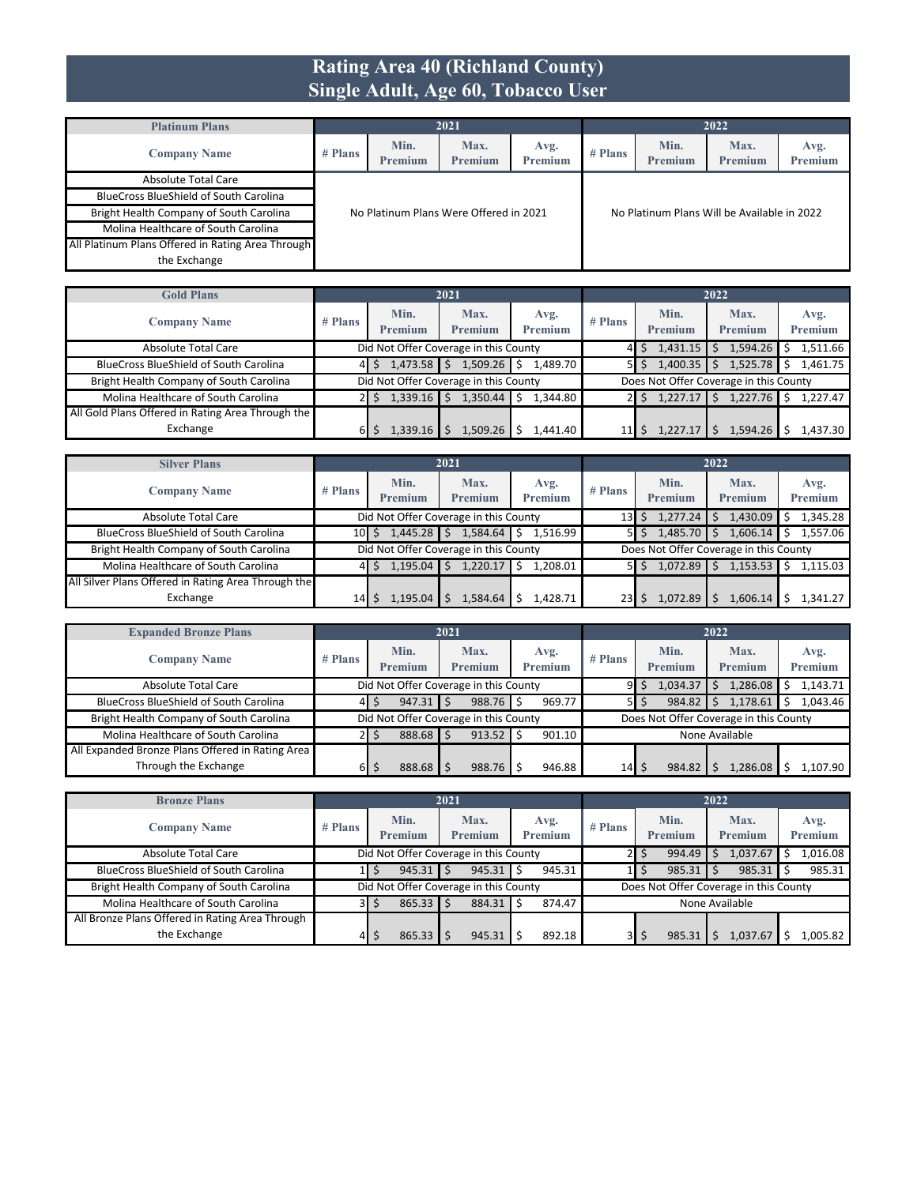# Rating Area 40 (Richland County)
## Single Adult, Age 60, Tobacco User

| Platinum Plans | 2021 | | | | 2022 | | | |
|---|---|---|---|---|---|---|---|---|
| Company Name | # Plans | Min. Premium | Max. Premium | Avg. Premium | # Plans | Min. Premium | Max. Premium | Avg. Premium |
| Absolute Total Care | No Platinum Plans Were Offered in 2021 | | | | No Platinum Plans Will be Available in 2022 | | | |
| BlueCross BlueShield of South Carolina | | | | | | | | |
| Bright Health Company of South Carolina | | | | | | | | |
| Molina Healthcare of South Carolina | | | | | | | | |
| All Platinum Plans Offered in Rating Area Through the Exchange | | | | | | | | |

| Gold Plans | 2021 | | | | 2022 | | | |
|---|---|---|---|---|---|---|---|---|
| Company Name | # Plans | Min. Premium | Max. Premium | Avg. Premium | # Plans | Min. Premium | Max. Premium | Avg. Premium |
| Absolute Total Care | Did Not Offer Coverage in this County | | | | 4 | $ 1,431.15 | $ 1,594.26 | $ 1,511.66 |
| BlueCross BlueShield of South Carolina | 4 | $ 1,473.58 | $ 1,509.26 | $ 1,489.70 | 5 | $ 1,400.35 | $ 1,525.78 | $ 1,461.75 |
| Bright Health Company of South Carolina | Did Not Offer Coverage in this County | | | | Does Not Offer Coverage in this County | | | |
| Molina Healthcare of South Carolina | 2 | $ 1,339.16 | $ 1,350.44 | $ 1,344.80 | 2 | $ 1,227.17 | $ 1,227.76 | $ 1,227.47 |
| All Gold Plans Offered in Rating Area Through the Exchange | 6 | $ 1,339.16 | $ 1,509.26 | $ 1,441.40 | 11 | $ 1,227.17 | $ 1,594.26 | $ 1,437.30 |

| Silver Plans | 2021 | | | | 2022 | | | |
|---|---|---|---|---|---|---|---|---|
| Company Name | # Plans | Min. Premium | Max. Premium | Avg. Premium | # Plans | Min. Premium | Max. Premium | Avg. Premium |
| Absolute Total Care | Did Not Offer Coverage in this County | | | | 13 | $ 1,277.24 | $ 1,430.09 | $ 1,345.28 |
| BlueCross BlueShield of South Carolina | 10 | $ 1,445.28 | $ 1,584.64 | $ 1,516.99 | 5 | $ 1,485.70 | $ 1,606.14 | $ 1,557.06 |
| Bright Health Company of South Carolina | Did Not Offer Coverage in this County | | | | Does Not Offer Coverage in this County | | | |
| Molina Healthcare of South Carolina | 4 | $ 1,195.04 | $ 1,220.17 | $ 1,208.01 | 5 | $ 1,072.89 | $ 1,153.53 | $ 1,115.03 |
| All Silver Plans Offered in Rating Area Through the Exchange | 14 | $ 1,195.04 | $ 1,584.64 | $ 1,428.71 | 23 | $ 1,072.89 | $ 1,606.14 | $ 1,341.27 |

| Expanded Bronze Plans | 2021 | | | | 2022 | | | |
|---|---|---|---|---|---|---|---|---|
| Company Name | # Plans | Min. Premium | Max. Premium | Avg. Premium | # Plans | Min. Premium | Max. Premium | Avg. Premium |
| Absolute Total Care | Did Not Offer Coverage in this County | | | | 9 | $ 1,034.37 | $ 1,286.08 | $ 1,143.71 |
| BlueCross BlueShield of South Carolina | 4 | $ 947.31 | $ 988.76 | $ 969.77 | 5 | $ 984.82 | $ 1,178.61 | $ 1,043.46 |
| Bright Health Company of South Carolina | Did Not Offer Coverage in this County | | | | Does Not Offer Coverage in this County | | | |
| Molina Healthcare of South Carolina | 2 | $ 888.68 | $ 913.52 | $ 901.10 | None Available | | | |
| All Expanded Bronze Plans Offered in Rating Area Through the Exchange | 6 | $ 888.68 | $ 988.76 | $ 946.88 | 14 | $ 984.82 | $ 1,286.08 | $ 1,107.90 |

| Bronze Plans | 2021 | | | | 2022 | | | |
|---|---|---|---|---|---|---|---|---|
| Company Name | # Plans | Min. Premium | Max. Premium | Avg. Premium | # Plans | Min. Premium | Max. Premium | Avg. Premium |
| Absolute Total Care | Did Not Offer Coverage in this County | | | | 2 | $ 994.49 | $ 1,037.67 | $ 1,016.08 |
| BlueCross BlueShield of South Carolina | 1 | $ 945.31 | $ 945.31 | $ 945.31 | 1 | $ 985.31 | $ 985.31 | $ 985.31 |
| Bright Health Company of South Carolina | Did Not Offer Coverage in this County | | | | Does Not Offer Coverage in this County | | | |
| Molina Healthcare of South Carolina | 3 | $ 865.33 | $ 884.31 | $ 874.47 | None Available | | | |
| All Bronze Plans Offered in Rating Area Through the Exchange | 4 | $ 865.33 | $ 945.31 | $ 892.18 | 3 | $ 985.31 | $ 1,037.67 | $ 1,005.82 |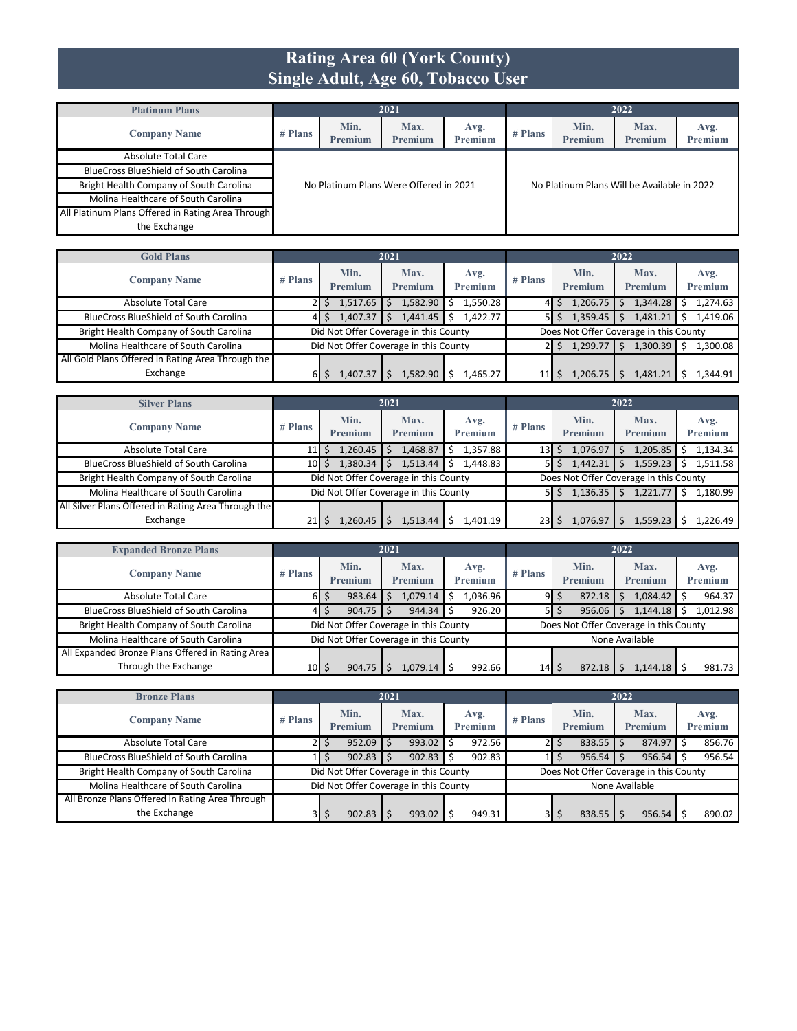# Rating Area 60 (York County)
## Single Adult, Age 60, Tobacco User

| Platinum Plans | 2021 | | | | 2022 | | | |
|---|---|---|---|---|---|---|---|---|
| Company Name | # Plans | Min. Premium | Max. Premium | Avg. Premium | # Plans | Min. Premium | Max. Premium | Avg. Premium |
| Absolute Total Care | No Platinum Plans Were Offered in 2021 | | | | No Platinum Plans Will be Available in 2022 | | | |
| BlueCross BlueShield of South Carolina | | | | | | | | |
| Bright Health Company of South Carolina | | | | | | | | |
| Molina Healthcare of South Carolina | | | | | | | | |
| All Platinum Plans Offered in Rating Area Through the Exchange | | | | | | | | |

| Gold Plans | 2021 | | | | 2022 | | | |
|---|---|---|---|---|---|---|---|---|
| Company Name | # Plans | Min. Premium | Max. Premium | Avg. Premium | # Plans | Min. Premium | Max. Premium | Avg. Premium |
| Absolute Total Care | 2 | $ 1,517.65 | $ 1,582.90 | $ 1,550.28 | 4 | $ 1,206.75 | $ 1,344.28 | $ 1,274.63 |
| BlueCross BlueShield of South Carolina | 4 | $ 1,407.37 | $ 1,441.45 | $ 1,422.77 | 5 | $ 1,359.45 | $ 1,481.21 | $ 1,419.06 |
| Bright Health Company of South Carolina | Did Not Offer Coverage in this County | | | | Does Not Offer Coverage in this County | | | |
| Molina Healthcare of South Carolina | Did Not Offer Coverage in this County | | | | 2 | $ 1,299.77 | $ 1,300.39 | $ 1,300.08 |
| All Gold Plans Offered in Rating Area Through the Exchange | 6 | $ 1,407.37 | $ 1,582.90 | $ 1,465.27 | 11 | $ 1,206.75 | $ 1,481.21 | $ 1,344.91 |

| Silver Plans | 2021 | | | | 2022 | | | |
|---|---|---|---|---|---|---|---|---|
| Company Name | # Plans | Min. Premium | Max. Premium | Avg. Premium | # Plans | Min. Premium | Max. Premium | Avg. Premium |
| Absolute Total Care | 11 | $ 1,260.45 | $ 1,468.87 | $ 1,357.88 | 13 | $ 1,076.97 | $ 1,205.85 | $ 1,134.34 |
| BlueCross BlueShield of South Carolina | 10 | $ 1,380.34 | $ 1,513.44 | $ 1,448.83 | 5 | $ 1,442.31 | $ 1,559.23 | $ 1,511.58 |
| Bright Health Company of South Carolina | Did Not Offer Coverage in this County | | | | Does Not Offer Coverage in this County | | | |
| Molina Healthcare of South Carolina | Did Not Offer Coverage in this County | | | | 5 | $ 1,136.35 | $ 1,221.77 | $ 1,180.99 |
| All Silver Plans Offered in Rating Area Through the Exchange | 21 | $ 1,260.45 | $ 1,513.44 | $ 1,401.19 | 23 | $ 1,076.97 | $ 1,559.23 | $ 1,226.49 |

| Expanded Bronze Plans | 2021 | | | | 2022 | | | |
|---|---|---|---|---|---|---|---|---|
| Company Name | # Plans | Min. Premium | Max. Premium | Avg. Premium | # Plans | Min. Premium | Max. Premium | Avg. Premium |
| Absolute Total Care | 6 | $ 983.64 | $ 1,079.14 | $ 1,036.96 | 9 | $ 872.18 | $ 1,084.42 | $ 964.37 |
| BlueCross BlueShield of South Carolina | 4 | $ 904.75 | $ 944.34 | $ 926.20 | 5 | $ 956.06 | $ 1,144.18 | $ 1,012.98 |
| Bright Health Company of South Carolina | Did Not Offer Coverage in this County | | | | Does Not Offer Coverage in this County | | | |
| Molina Healthcare of South Carolina | Did Not Offer Coverage in this County | | | | None Available | | | |
| All Expanded Bronze Plans Offered in Rating Area Through the Exchange | 10 | $ 904.75 | $ 1,079.14 | $ 992.66 | 14 | $ 872.18 | $ 1,144.18 | $ 981.73 |

| Bronze Plans | 2021 | | | | 2022 | | | |
|---|---|---|---|---|---|---|---|---|
| Company Name | # Plans | Min. Premium | Max. Premium | Avg. Premium | # Plans | Min. Premium | Max. Premium | Avg. Premium |
| Absolute Total Care | 2 | $ 952.09 | $ 993.02 | $ 972.56 | 2 | $ 838.55 | $ 874.97 | $ 856.76 |
| BlueCross BlueShield of South Carolina | 1 | $ 902.83 | $ 902.83 | $ 902.83 | 1 | $ 956.54 | $ 956.54 | $ 956.54 |
| Bright Health Company of South Carolina | Did Not Offer Coverage in this County | | | | Does Not Offer Coverage in this County | | | |
| Molina Healthcare of South Carolina | Did Not Offer Coverage in this County | | | | None Available | | | |
| All Bronze Plans Offered in Rating Area Through the Exchange | 3 | $ 902.83 | $ 993.02 | $ 949.31 | 3 | $ 838.55 | $ 956.54 | $ 890.02 |